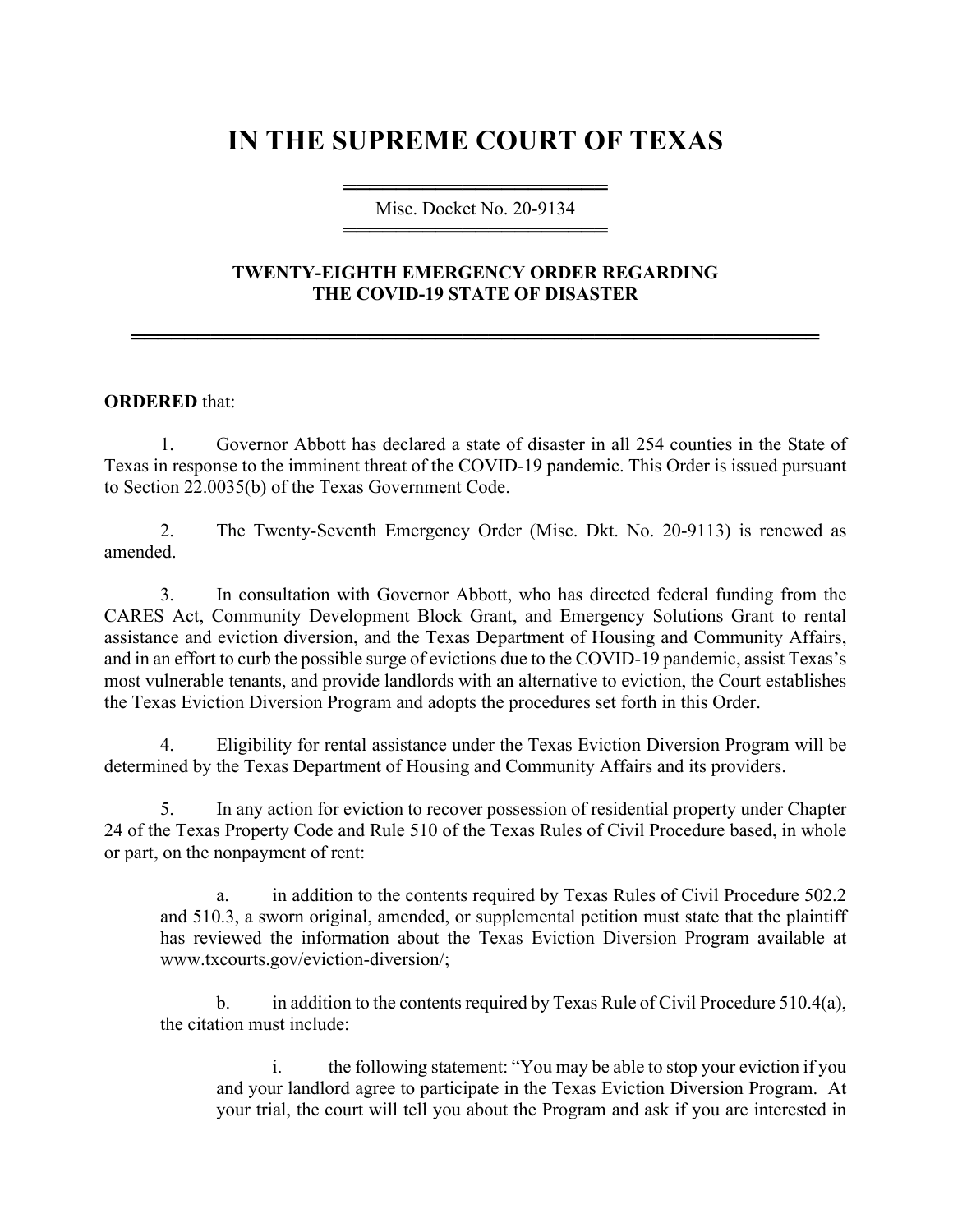# IN THE SUPREME COURT OF TEXAS

Misc. Docket No. 20-9134

### TWENTY-EIGHTH EMERGENCY ORDER REGARDING THE COVID-19 STATE OF DISASTER

**ORDERED** that:

1. Governor Abbott has declared a state of disaster in all 254 counties in the State of Texas in response to the imminent threat of the COVID-19 pandemic. This Order is issued pursuant to Section 22.0035(b) of the Texas Government Code.

2. The Twenty-Seventh Emergency Order (Misc. Dkt. No. 20-9113) is renewed as amended.

3. In consultation with Governor Abbott, who has directed federal funding from the CARES Act, Community Development Block Grant, and Emergency Solutions Grant to rental assistance and eviction diversion, and the Texas Department of Housing and Community Affairs, and in an effort to curb the possible surge of evictions due to the COVID-19 pandemic, assist Texas's most vulnerable tenants, and provide landlords with an alternative to eviction, the Court establishes the Texas Eviction Diversion Program and adopts the procedures set forth in this Order.

4. Eligibility for rental assistance under the Texas Eviction Diversion Program will be determined by the Texas Department of Housing and Community Affairs and its providers.

5. In any action for eviction to recover possession of residential property under Chapter 24 of the Texas Property Code and Rule 510 of the Texas Rules of Civil Procedure based, in whole or part, on the nonpayment of rent:

   a. in addition to the contents required by Texas Rules of Civil Procedure 502.2 and 510.3, a sworn original, amended, or supplemental petition must state that the plaintiff has reviewed the information about the Texas Eviction Diversion Program available at www.txcourts.gov/eviction-diversion/;

   b. in addition to the contents required by Texas Rule of Civil Procedure 510.4(a), the citation must include:

      i. the following statement: "You may be able to stop your eviction if you and your landlord agree to participate in the Texas Eviction Diversion Program. At your trial, the court will tell you about the Program and ask if you are interested in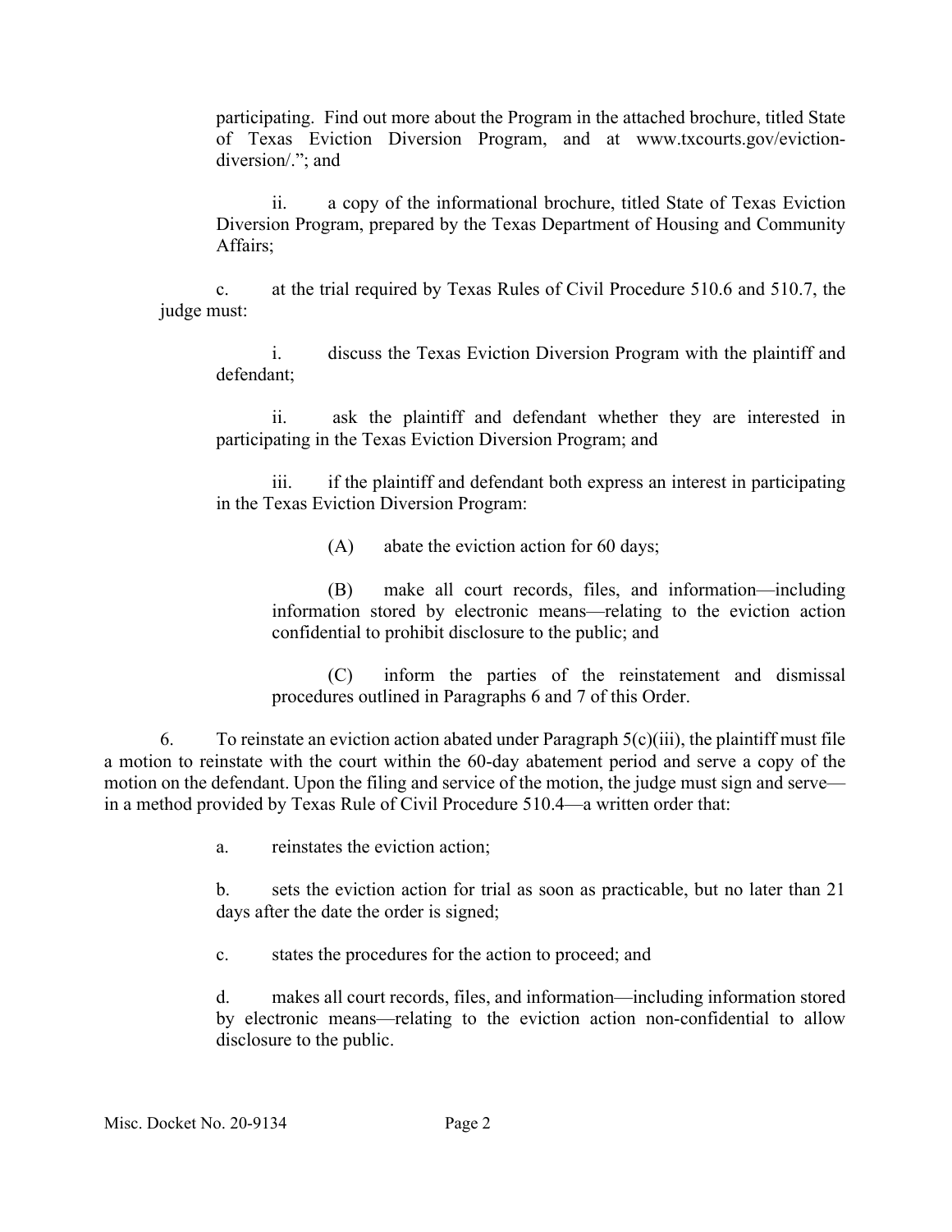participating. Find out more about the Program in the attached brochure, titled State of Texas Eviction Diversion Program, and at www.txcourts.gov/eviction-diversion/."; and

ii. a copy of the informational brochure, titled State of Texas Eviction Diversion Program, prepared by the Texas Department of Housing and Community Affairs;

c. at the trial required by Texas Rules of Civil Procedure 510.6 and 510.7, the judge must:

i. discuss the Texas Eviction Diversion Program with the plaintiff and defendant;

ii. ask the plaintiff and defendant whether they are interested in participating in the Texas Eviction Diversion Program; and

iii. if the plaintiff and defendant both express an interest in participating in the Texas Eviction Diversion Program:

(A) abate the eviction action for 60 days;

(B) make all court records, files, and information—including information stored by electronic means—relating to the eviction action confidential to prohibit disclosure to the public; and

(C) inform the parties of the reinstatement and dismissal procedures outlined in Paragraphs 6 and 7 of this Order.

6. To reinstate an eviction action abated under Paragraph 5(c)(iii), the plaintiff must file a motion to reinstate with the court within the 60-day abatement period and serve a copy of the motion on the defendant. Upon the filing and service of the motion, the judge must sign and serve—in a method provided by Texas Rule of Civil Procedure 510.4—a written order that:

a. reinstates the eviction action;

b. sets the eviction action for trial as soon as practicable, but no later than 21 days after the date the order is signed;

c. states the procedures for the action to proceed; and

d. makes all court records, files, and information—including information stored by electronic means—relating to the eviction action non-confidential to allow disclosure to the public.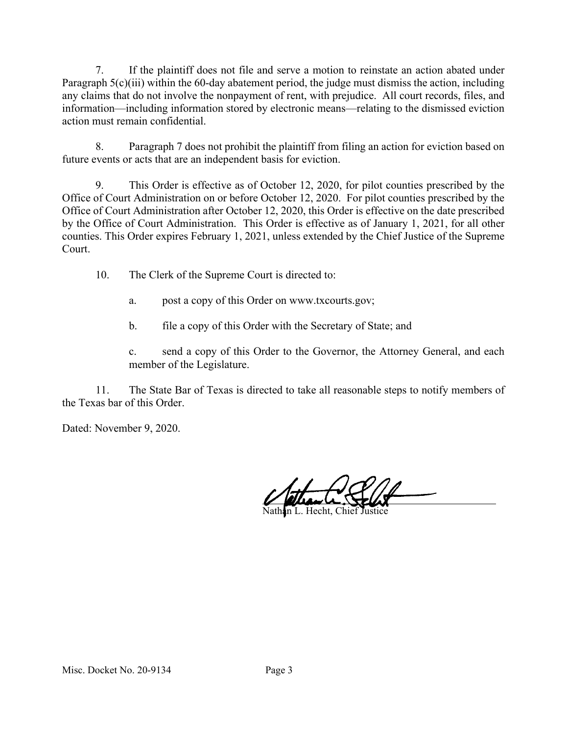7. If the plaintiff does not file and serve a motion to reinstate an action abated under Paragraph 5(c)(iii) within the 60-day abatement period, the judge must dismiss the action, including any claims that do not involve the nonpayment of rent, with prejudice. All court records, files, and information—including information stored by electronic means—relating to the dismissed eviction action must remain confidential.

8. Paragraph 7 does not prohibit the plaintiff from filing an action for eviction based on future events or acts that are an independent basis for eviction.

9. This Order is effective as of October 12, 2020, for pilot counties prescribed by the Office of Court Administration on or before October 12, 2020. For pilot counties prescribed by the Office of Court Administration after October 12, 2020, this Order is effective on the date prescribed by the Office of Court Administration. This Order is effective as of January 1, 2021, for all other counties. This Order expires February 1, 2021, unless extended by the Chief Justice of the Supreme Court.

10. The Clerk of the Supreme Court is directed to:

   a. post a copy of this Order on www.txcourts.gov;

   b. file a copy of this Order with the Secretary of State; and

   c. send a copy of this Order to the Governor, the Attorney General, and each member of the Legislature.

11. The State Bar of Texas is directed to take all reasonable steps to notify members of the Texas bar of this Order.

Dated: November 9, 2020.

Nathan L. Hecht, Chief Justice

Misc. Docket No. 20-9134